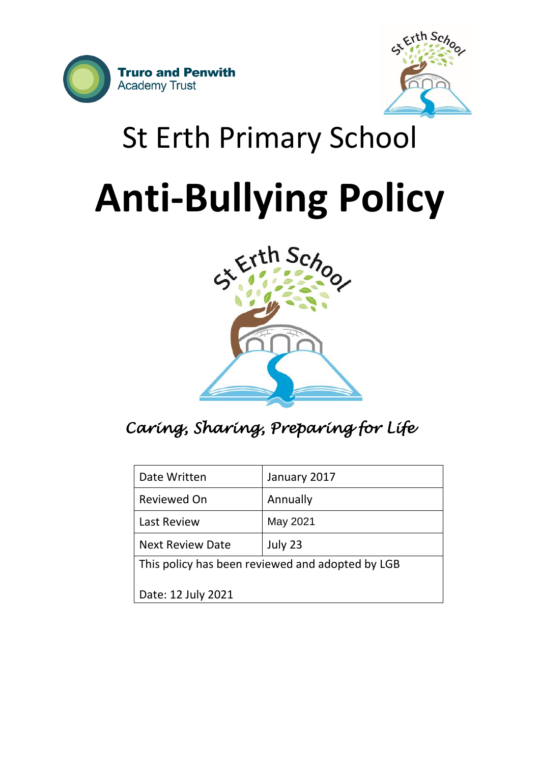Truro and Penwith
Academy Trust

St Erth School

# St Erth Primary School

# Anti-Bullying Policy

St Erth School

*Caring, Sharing, Preparing for Life*

| Date Written | January 2017 |
|---|---|
| Reviewed On | Annually |
| Last Review | May 2021 |
| Next Review Date | July 23 |
| This policy has been reviewed and adopted by LGB<br><br>Date: 12 July 2021 | |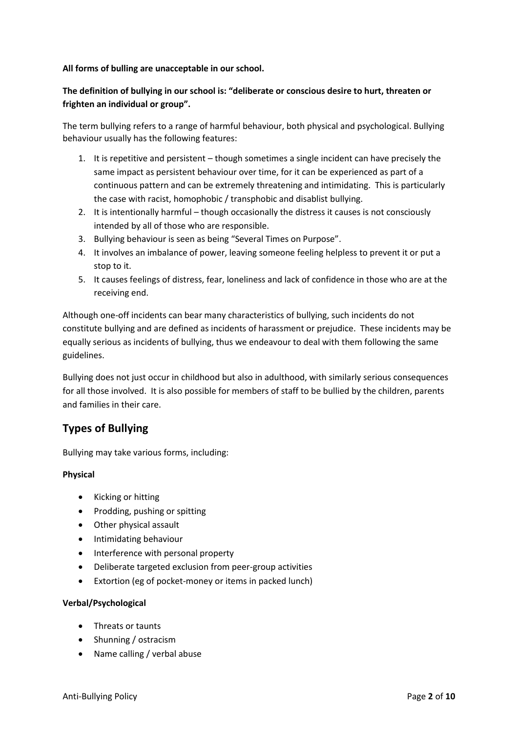**All forms of bulling are unacceptable in our school.**

**The definition of bullying in our school is: "deliberate or conscious desire to hurt, threaten or frighten an individual or group".**

The term bullying refers to a range of harmful behaviour, both physical and psychological. Bullying behaviour usually has the following features:

1. It is repetitive and persistent – though sometimes a single incident can have precisely the same impact as persistent behaviour over time, for it can be experienced as part of a continuous pattern and can be extremely threatening and intimidating. This is particularly the case with racist, homophobic / transphobic and disablist bullying.
2. It is intentionally harmful – though occasionally the distress it causes is not consciously intended by all of those who are responsible.
3. Bullying behaviour is seen as being "Several Times on Purpose".
4. It involves an imbalance of power, leaving someone feeling helpless to prevent it or put a stop to it.
5. It causes feelings of distress, fear, loneliness and lack of confidence in those who are at the receiving end.

Although one-off incidents can bear many characteristics of bullying, such incidents do not constitute bullying and are defined as incidents of harassment or prejudice. These incidents may be equally serious as incidents of bullying, thus we endeavour to deal with them following the same guidelines.

Bullying does not just occur in childhood but also in adulthood, with similarly serious consequences for all those involved. It is also possible for members of staff to be bullied by the children, parents and families in their care.

## Types of Bullying

Bullying may take various forms, including:

**Physical**

- Kicking or hitting
- Prodding, pushing or spitting
- Other physical assault
- Intimidating behaviour
- Interference with personal property
- Deliberate targeted exclusion from peer-group activities
- Extortion (eg of pocket-money or items in packed lunch)

**Verbal/Psychological**

- Threats or taunts
- Shunning / ostracism
- Name calling / verbal abuse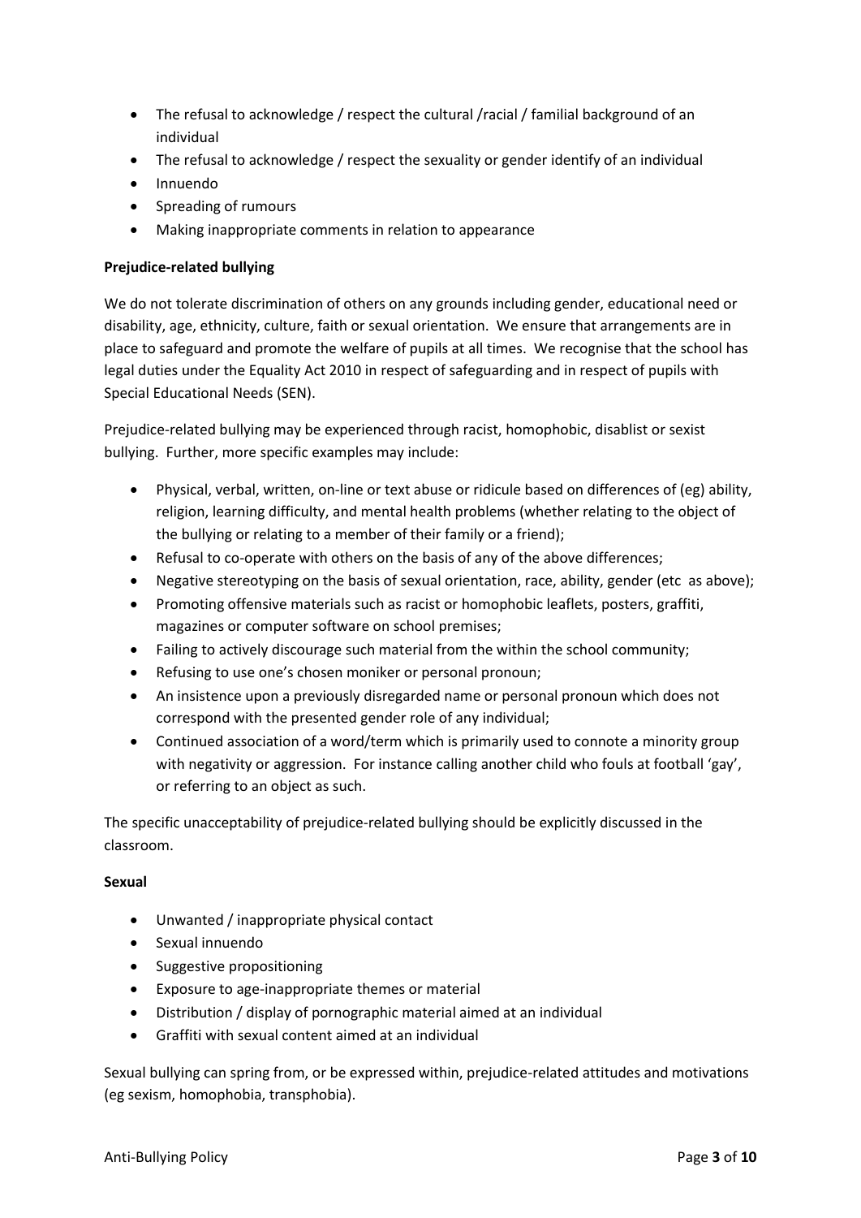- The refusal to acknowledge / respect the cultural /racial / familial background of an individual
- The refusal to acknowledge / respect the sexuality or gender identify of an individual
- Innuendo
- Spreading of rumours
- Making inappropriate comments in relation to appearance

**Prejudice-related bullying**

We do not tolerate discrimination of others on any grounds including gender, educational need or disability, age, ethnicity, culture, faith or sexual orientation. We ensure that arrangements are in place to safeguard and promote the welfare of pupils at all times. We recognise that the school has legal duties under the Equality Act 2010 in respect of safeguarding and in respect of pupils with Special Educational Needs (SEN).

Prejudice-related bullying may be experienced through racist, homophobic, disablist or sexist bullying. Further, more specific examples may include:

- Physical, verbal, written, on-line or text abuse or ridicule based on differences of (eg) ability, religion, learning difficulty, and mental health problems (whether relating to the object of the bullying or relating to a member of their family or a friend);
- Refusal to co-operate with others on the basis of any of the above differences;
- Negative stereotyping on the basis of sexual orientation, race, ability, gender (etc as above);
- Promoting offensive materials such as racist or homophobic leaflets, posters, graffiti, magazines or computer software on school premises;
- Failing to actively discourage such material from the within the school community;
- Refusing to use one's chosen moniker or personal pronoun;
- An insistence upon a previously disregarded name or personal pronoun which does not correspond with the presented gender role of any individual;
- Continued association of a word/term which is primarily used to connote a minority group with negativity or aggression. For instance calling another child who fouls at football 'gay', or referring to an object as such.

The specific unacceptability of prejudice-related bullying should be explicitly discussed in the classroom.

**Sexual**

- Unwanted / inappropriate physical contact
- Sexual innuendo
- Suggestive propositioning
- Exposure to age-inappropriate themes or material
- Distribution / display of pornographic material aimed at an individual
- Graffiti with sexual content aimed at an individual

Sexual bullying can spring from, or be expressed within, prejudice-related attitudes and motivations (eg sexism, homophobia, transphobia).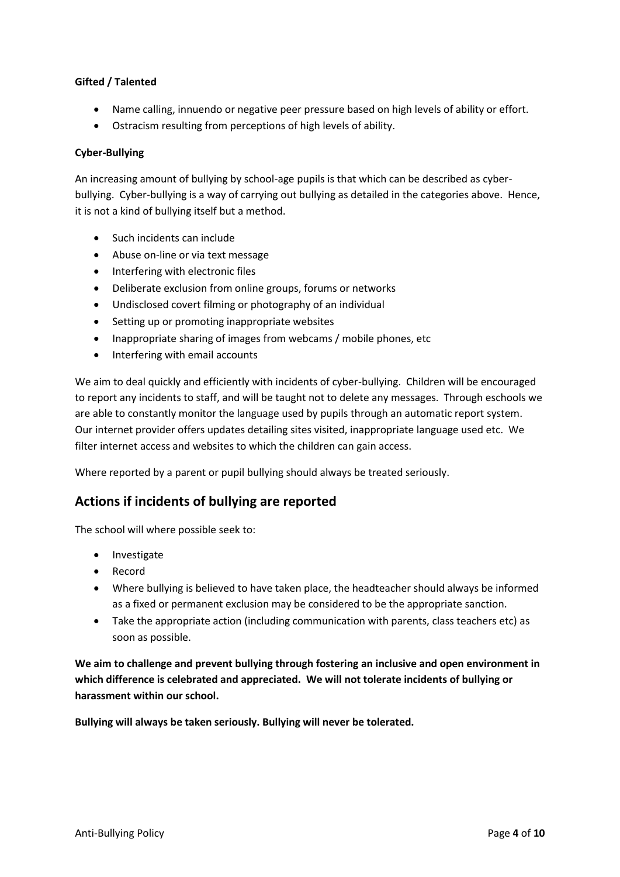**Gifted / Talented**

- Name calling, innuendo or negative peer pressure based on high levels of ability or effort.
- Ostracism resulting from perceptions of high levels of ability.

**Cyber-Bullying**

An increasing amount of bullying by school-age pupils is that which can be described as cyber-bullying. Cyber-bullying is a way of carrying out bullying as detailed in the categories above. Hence, it is not a kind of bullying itself but a method.

- Such incidents can include
- Abuse on-line or via text message
- Interfering with electronic files
- Deliberate exclusion from online groups, forums or networks
- Undisclosed covert filming or photography of an individual
- Setting up or promoting inappropriate websites
- Inappropriate sharing of images from webcams / mobile phones, etc
- Interfering with email accounts

We aim to deal quickly and efficiently with incidents of cyber-bullying. Children will be encouraged to report any incidents to staff, and will be taught not to delete any messages. Through eschools we are able to constantly monitor the language used by pupils through an automatic report system. Our internet provider offers updates detailing sites visited, inappropriate language used etc. We filter internet access and websites to which the children can gain access.

Where reported by a parent or pupil bullying should always be treated seriously.

## Actions if incidents of bullying are reported

The school will where possible seek to:

- Investigate
- Record
- Where bullying is believed to have taken place, the headteacher should always be informed as a fixed or permanent exclusion may be considered to be the appropriate sanction.
- Take the appropriate action (including communication with parents, class teachers etc) as soon as possible.

**We aim to challenge and prevent bullying through fostering an inclusive and open environment in which difference is celebrated and appreciated. We will not tolerate incidents of bullying or harassment within our school.**

**Bullying will always be taken seriously. Bullying will never be tolerated.**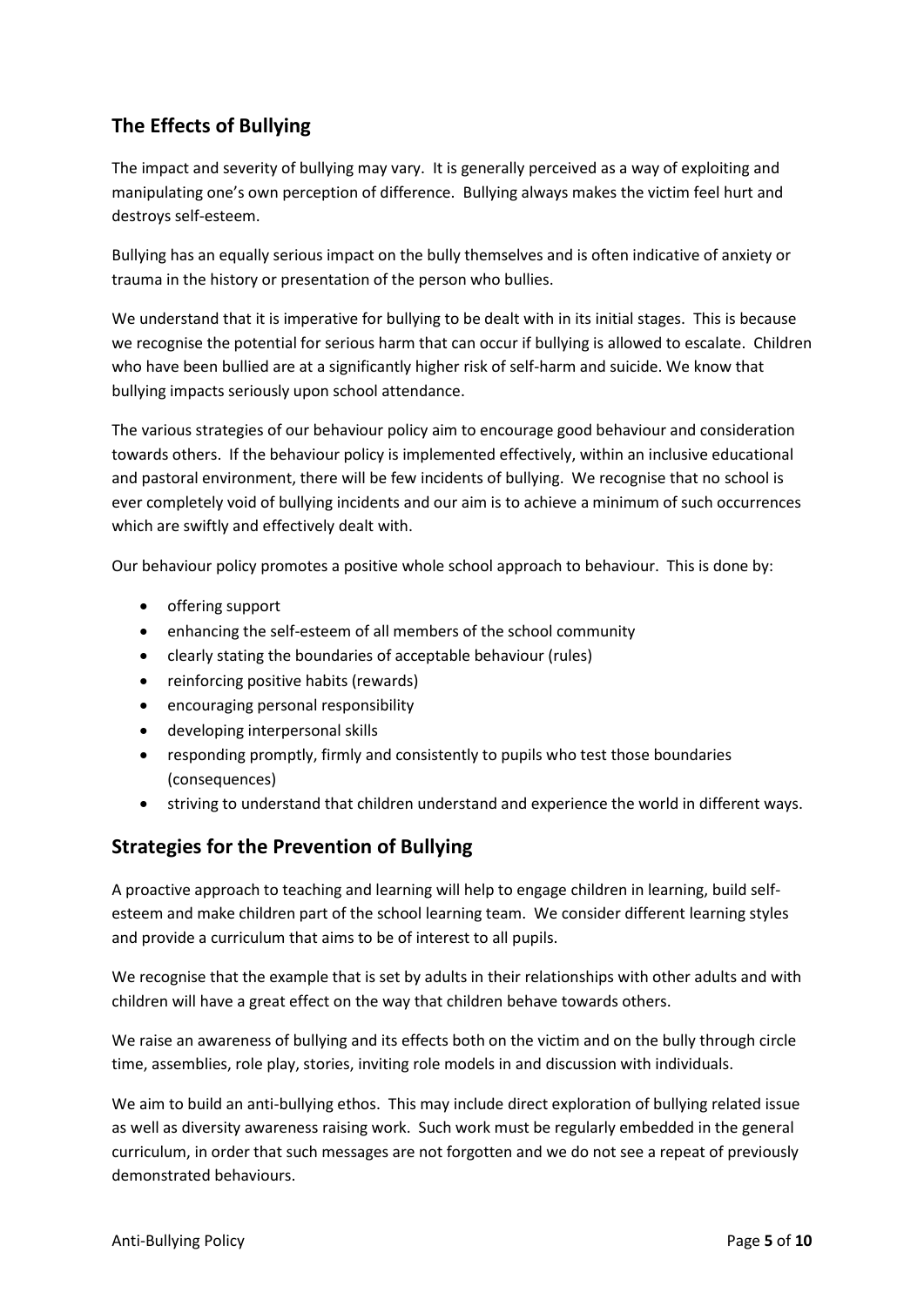## The Effects of Bullying

The impact and severity of bullying may vary. It is generally perceived as a way of exploiting and manipulating one's own perception of difference. Bullying always makes the victim feel hurt and destroys self-esteem.

Bullying has an equally serious impact on the bully themselves and is often indicative of anxiety or trauma in the history or presentation of the person who bullies.

We understand that it is imperative for bullying to be dealt with in its initial stages. This is because we recognise the potential for serious harm that can occur if bullying is allowed to escalate. Children who have been bullied are at a significantly higher risk of self-harm and suicide. We know that bullying impacts seriously upon school attendance.

The various strategies of our behaviour policy aim to encourage good behaviour and consideration towards others. If the behaviour policy is implemented effectively, within an inclusive educational and pastoral environment, there will be few incidents of bullying. We recognise that no school is ever completely void of bullying incidents and our aim is to achieve a minimum of such occurrences which are swiftly and effectively dealt with.

Our behaviour policy promotes a positive whole school approach to behaviour. This is done by:

- offering support
- enhancing the self-esteem of all members of the school community
- clearly stating the boundaries of acceptable behaviour (rules)
- reinforcing positive habits (rewards)
- encouraging personal responsibility
- developing interpersonal skills
- responding promptly, firmly and consistently to pupils who test those boundaries (consequences)
- striving to understand that children understand and experience the world in different ways.

## Strategies for the Prevention of Bullying

A proactive approach to teaching and learning will help to engage children in learning, build self-esteem and make children part of the school learning team. We consider different learning styles and provide a curriculum that aims to be of interest to all pupils.

We recognise that the example that is set by adults in their relationships with other adults and with children will have a great effect on the way that children behave towards others.

We raise an awareness of bullying and its effects both on the victim and on the bully through circle time, assemblies, role play, stories, inviting role models in and discussion with individuals.

We aim to build an anti-bullying ethos. This may include direct exploration of bullying related issue as well as diversity awareness raising work. Such work must be regularly embedded in the general curriculum, in order that such messages are not forgotten and we do not see a repeat of previously demonstrated behaviours.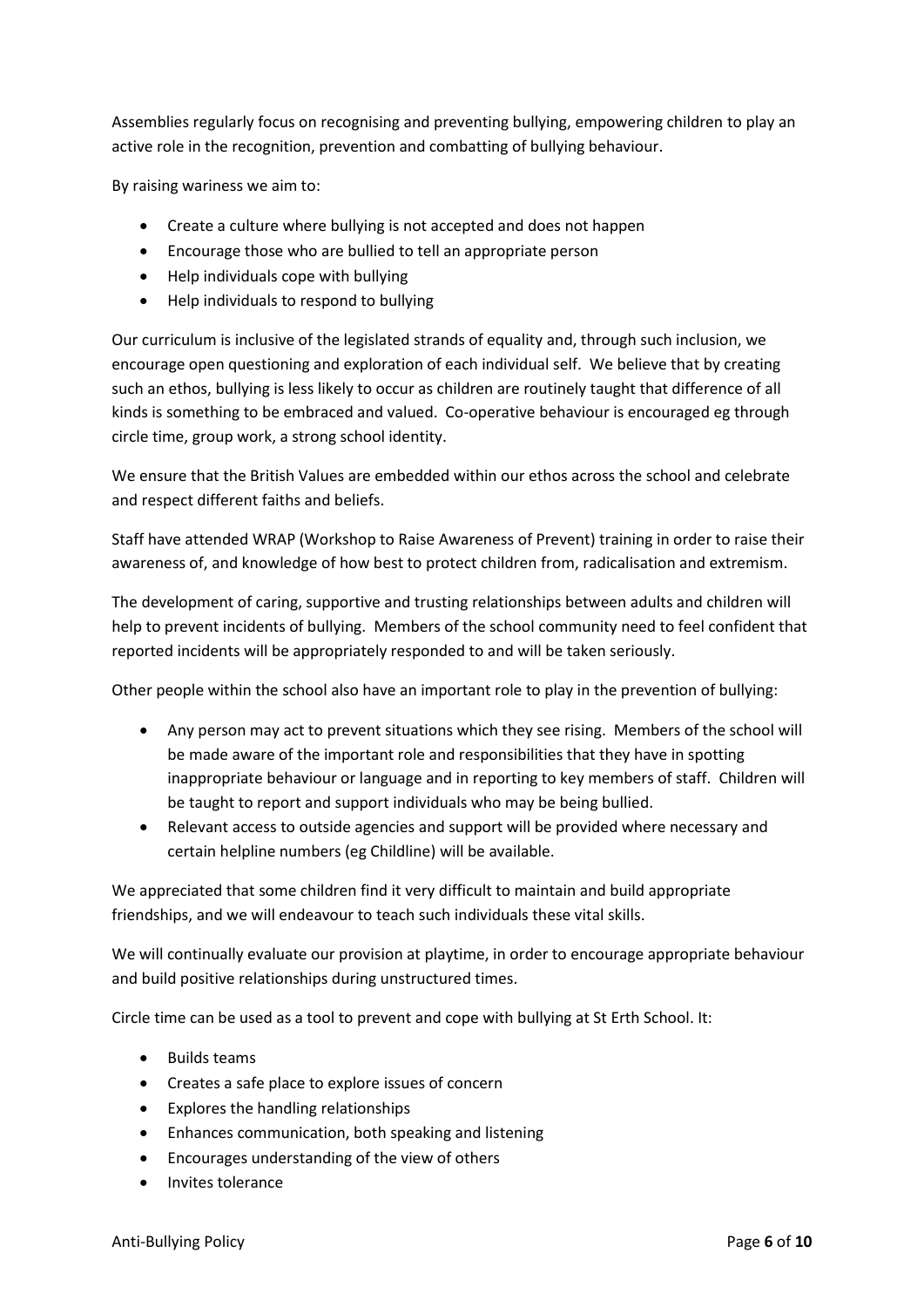Assemblies regularly focus on recognising and preventing bullying, empowering children to play an active role in the recognition, prevention and combatting of bullying behaviour.

By raising wariness we aim to:

- Create a culture where bullying is not accepted and does not happen
- Encourage those who are bullied to tell an appropriate person
- Help individuals cope with bullying
- Help individuals to respond to bullying

Our curriculum is inclusive of the legislated strands of equality and, through such inclusion, we encourage open questioning and exploration of each individual self. We believe that by creating such an ethos, bullying is less likely to occur as children are routinely taught that difference of all kinds is something to be embraced and valued. Co-operative behaviour is encouraged eg through circle time, group work, a strong school identity.

We ensure that the British Values are embedded within our ethos across the school and celebrate and respect different faiths and beliefs.

Staff have attended WRAP (Workshop to Raise Awareness of Prevent) training in order to raise their awareness of, and knowledge of how best to protect children from, radicalisation and extremism.

The development of caring, supportive and trusting relationships between adults and children will help to prevent incidents of bullying. Members of the school community need to feel confident that reported incidents will be appropriately responded to and will be taken seriously.

Other people within the school also have an important role to play in the prevention of bullying:

- Any person may act to prevent situations which they see rising. Members of the school will be made aware of the important role and responsibilities that they have in spotting inappropriate behaviour or language and in reporting to key members of staff. Children will be taught to report and support individuals who may be being bullied.
- Relevant access to outside agencies and support will be provided where necessary and certain helpline numbers (eg Childline) will be available.

We appreciated that some children find it very difficult to maintain and build appropriate friendships, and we will endeavour to teach such individuals these vital skills.

We will continually evaluate our provision at playtime, in order to encourage appropriate behaviour and build positive relationships during unstructured times.

Circle time can be used as a tool to prevent and cope with bullying at St Erth School. It:

- Builds teams
- Creates a safe place to explore issues of concern
- Explores the handling relationships
- Enhances communication, both speaking and listening
- Encourages understanding of the view of others
- Invites tolerance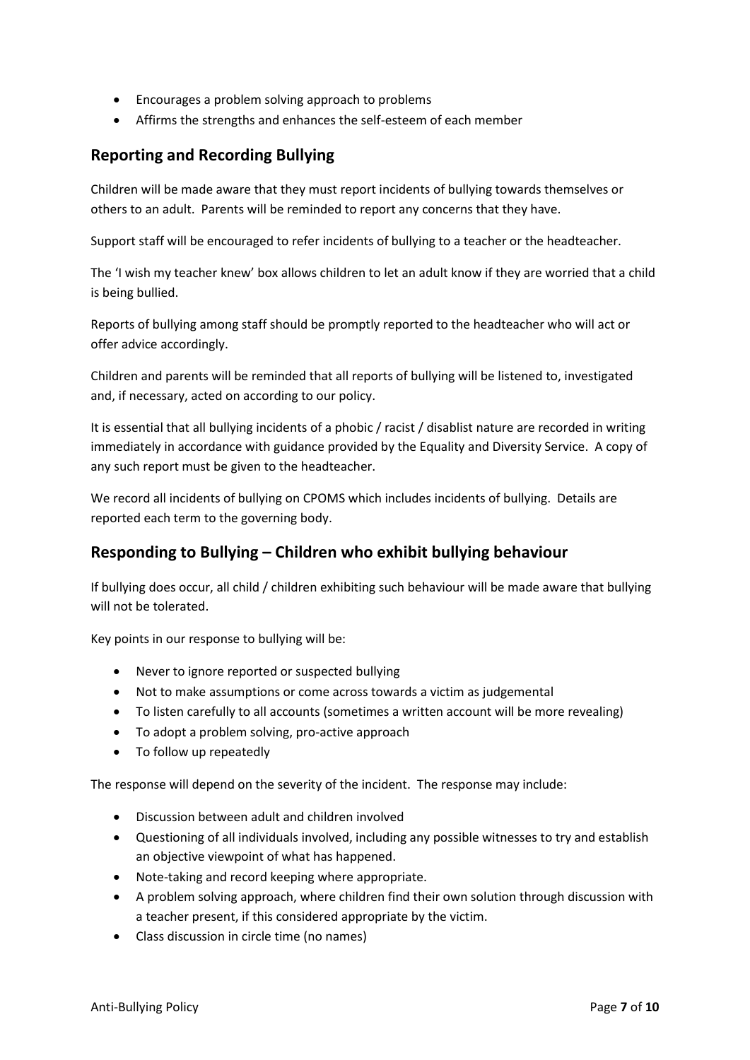- Encourages a problem solving approach to problems
- Affirms the strengths and enhances the self-esteem of each member

## Reporting and Recording Bullying

Children will be made aware that they must report incidents of bullying towards themselves or others to an adult. Parents will be reminded to report any concerns that they have.

Support staff will be encouraged to refer incidents of bullying to a teacher or the headteacher.

The 'I wish my teacher knew' box allows children to let an adult know if they are worried that a child is being bullied.

Reports of bullying among staff should be promptly reported to the headteacher who will act or offer advice accordingly.

Children and parents will be reminded that all reports of bullying will be listened to, investigated and, if necessary, acted on according to our policy.

It is essential that all bullying incidents of a phobic / racist / disablist nature are recorded in writing immediately in accordance with guidance provided by the Equality and Diversity Service. A copy of any such report must be given to the headteacher.

We record all incidents of bullying on CPOMS which includes incidents of bullying. Details are reported each term to the governing body.

## Responding to Bullying – Children who exhibit bullying behaviour

If bullying does occur, all child / children exhibiting such behaviour will be made aware that bullying will not be tolerated.

Key points in our response to bullying will be:

- Never to ignore reported or suspected bullying
- Not to make assumptions or come across towards a victim as judgemental
- To listen carefully to all accounts (sometimes a written account will be more revealing)
- To adopt a problem solving, pro-active approach
- To follow up repeatedly

The response will depend on the severity of the incident. The response may include:

- Discussion between adult and children involved
- Questioning of all individuals involved, including any possible witnesses to try and establish an objective viewpoint of what has happened.
- Note-taking and record keeping where appropriate.
- A problem solving approach, where children find their own solution through discussion with a teacher present, if this considered appropriate by the victim.
- Class discussion in circle time (no names)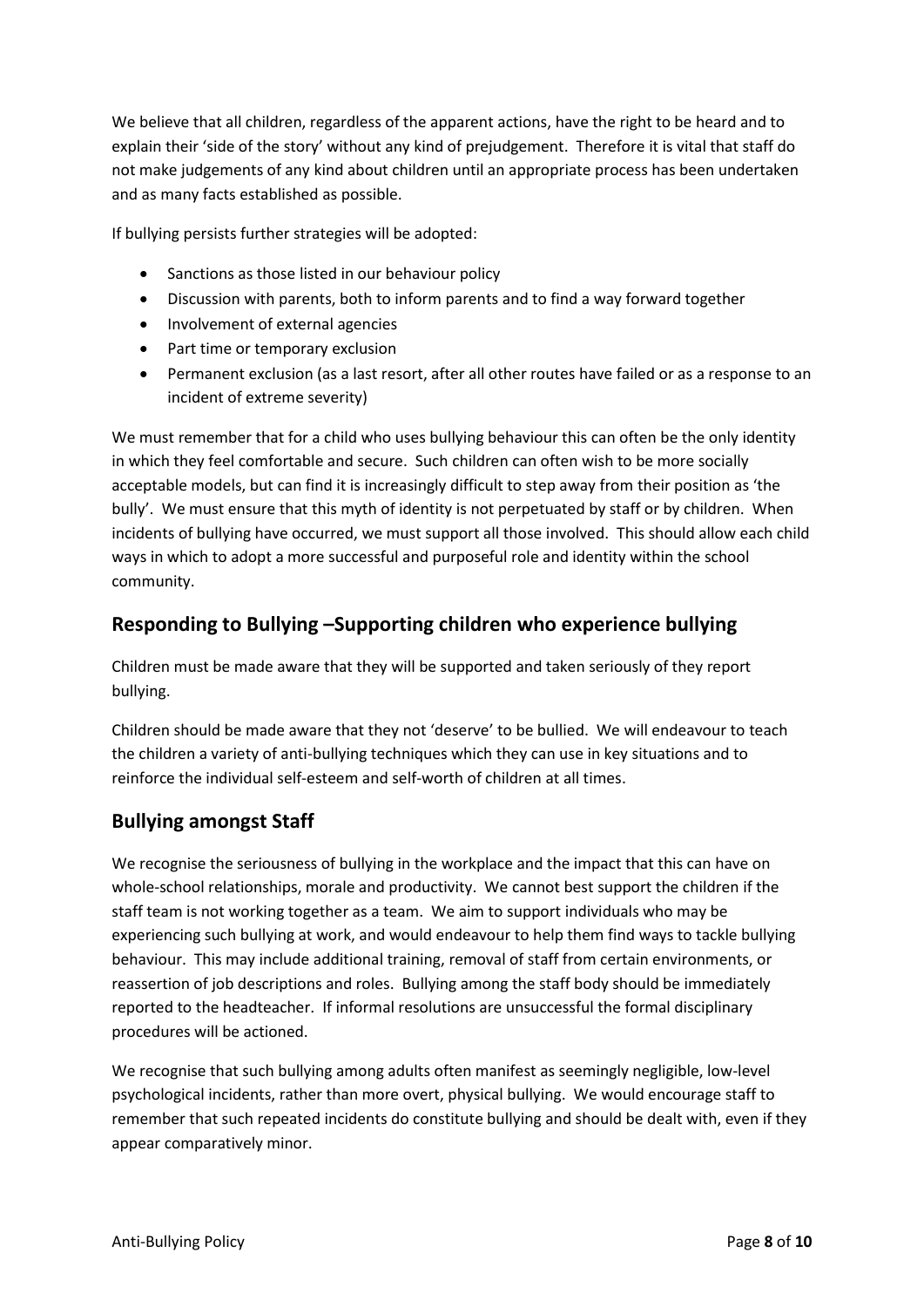We believe that all children, regardless of the apparent actions, have the right to be heard and to explain their 'side of the story' without any kind of prejudgement. Therefore it is vital that staff do not make judgements of any kind about children until an appropriate process has been undertaken and as many facts established as possible.

If bullying persists further strategies will be adopted:

- Sanctions as those listed in our behaviour policy
- Discussion with parents, both to inform parents and to find a way forward together
- Involvement of external agencies
- Part time or temporary exclusion
- Permanent exclusion (as a last resort, after all other routes have failed or as a response to an incident of extreme severity)

We must remember that for a child who uses bullying behaviour this can often be the only identity in which they feel comfortable and secure. Such children can often wish to be more socially acceptable models, but can find it is increasingly difficult to step away from their position as 'the bully'. We must ensure that this myth of identity is not perpetuated by staff or by children. When incidents of bullying have occurred, we must support all those involved. This should allow each child ways in which to adopt a more successful and purposeful role and identity within the school community.

## Responding to Bullying –Supporting children who experience bullying

Children must be made aware that they will be supported and taken seriously of they report bullying.

Children should be made aware that they not 'deserve' to be bullied. We will endeavour to teach the children a variety of anti-bullying techniques which they can use in key situations and to reinforce the individual self-esteem and self-worth of children at all times.

## Bullying amongst Staff

We recognise the seriousness of bullying in the workplace and the impact that this can have on whole-school relationships, morale and productivity. We cannot best support the children if the staff team is not working together as a team. We aim to support individuals who may be experiencing such bullying at work, and would endeavour to help them find ways to tackle bullying behaviour. This may include additional training, removal of staff from certain environments, or reassertion of job descriptions and roles. Bullying among the staff body should be immediately reported to the headteacher. If informal resolutions are unsuccessful the formal disciplinary procedures will be actioned.

We recognise that such bullying among adults often manifest as seemingly negligible, low-level psychological incidents, rather than more overt, physical bullying. We would encourage staff to remember that such repeated incidents do constitute bullying and should be dealt with, even if they appear comparatively minor.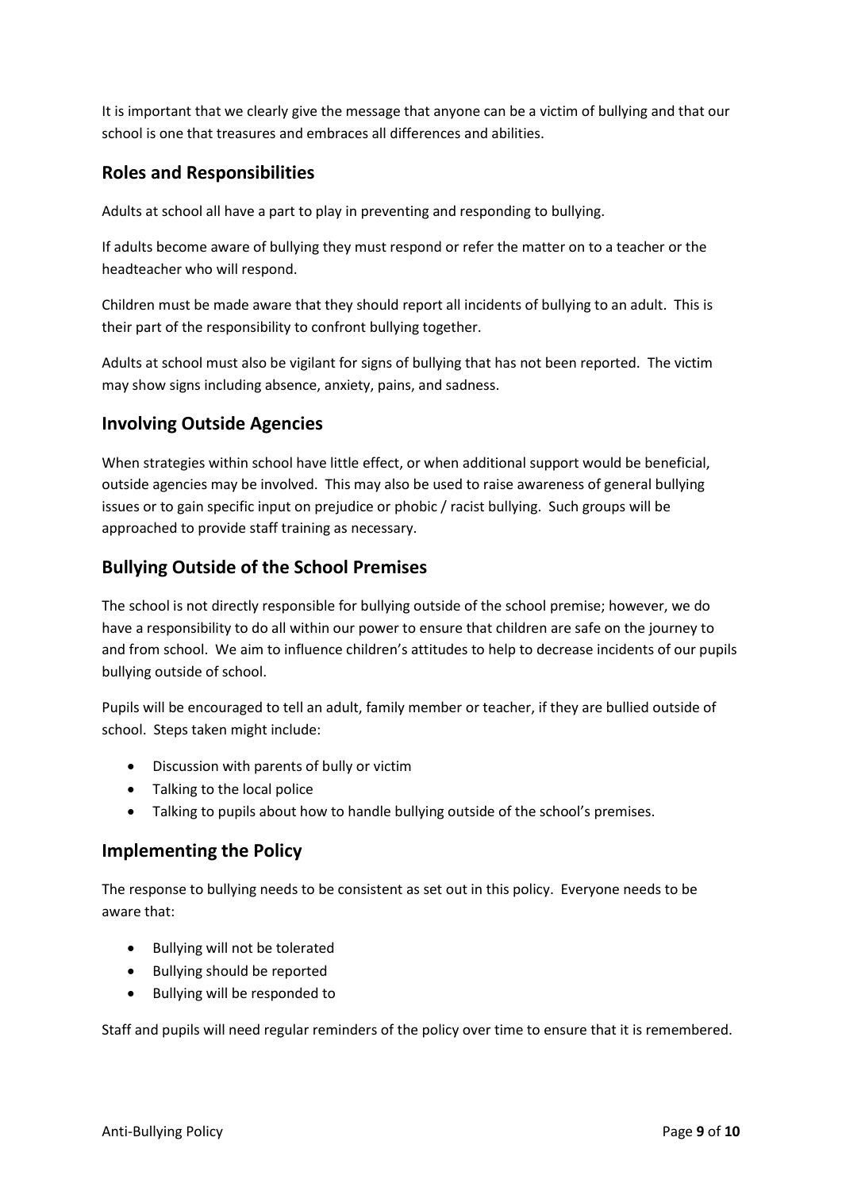It is important that we clearly give the message that anyone can be a victim of bullying and that our school is one that treasures and embraces all differences and abilities.

## Roles and Responsibilities

Adults at school all have a part to play in preventing and responding to bullying.

If adults become aware of bullying they must respond or refer the matter on to a teacher or the headteacher who will respond.

Children must be made aware that they should report all incidents of bullying to an adult. This is their part of the responsibility to confront bullying together.

Adults at school must also be vigilant for signs of bullying that has not been reported. The victim may show signs including absence, anxiety, pains, and sadness.

## Involving Outside Agencies

When strategies within school have little effect, or when additional support would be beneficial, outside agencies may be involved. This may also be used to raise awareness of general bullying issues or to gain specific input on prejudice or phobic / racist bullying. Such groups will be approached to provide staff training as necessary.

## Bullying Outside of the School Premises

The school is not directly responsible for bullying outside of the school premise; however, we do have a responsibility to do all within our power to ensure that children are safe on the journey to and from school. We aim to influence children's attitudes to help to decrease incidents of our pupils bullying outside of school.

Pupils will be encouraged to tell an adult, family member or teacher, if they are bullied outside of school. Steps taken might include:

- Discussion with parents of bully or victim
- Talking to the local police
- Talking to pupils about how to handle bullying outside of the school's premises.

## Implementing the Policy

The response to bullying needs to be consistent as set out in this policy. Everyone needs to be aware that:

- Bullying will not be tolerated
- Bullying should be reported
- Bullying will be responded to

Staff and pupils will need regular reminders of the policy over time to ensure that it is remembered.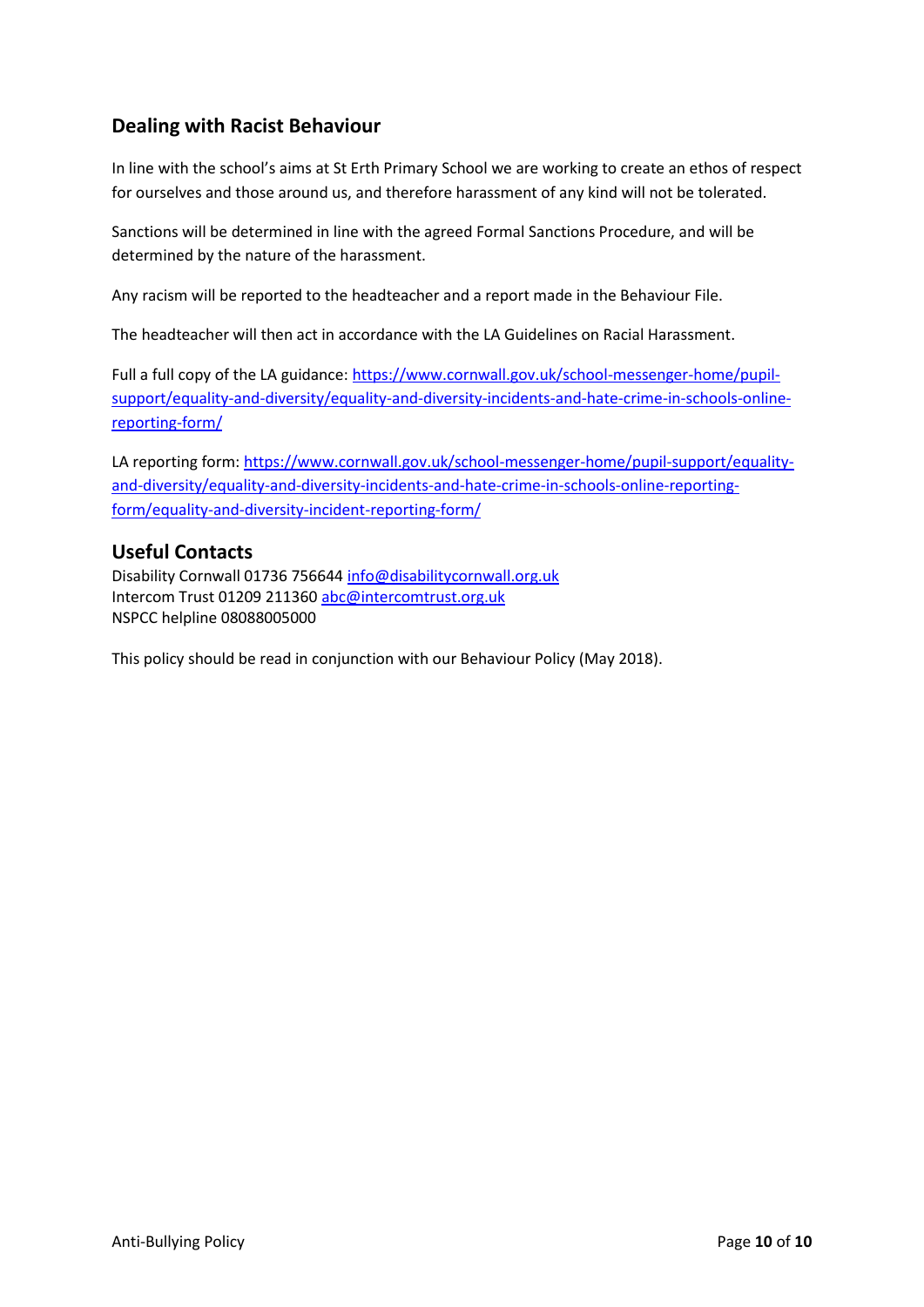## Dealing with Racist Behaviour

In line with the school's aims at St Erth Primary School we are working to create an ethos of respect for ourselves and those around us, and therefore harassment of any kind will not be tolerated.

Sanctions will be determined in line with the agreed Formal Sanctions Procedure, and will be determined by the nature of the harassment.

Any racism will be reported to the headteacher and a report made in the Behaviour File.

The headteacher will then act in accordance with the LA Guidelines on Racial Harassment.

Full a full copy of the LA guidance: https://www.cornwall.gov.uk/school-messenger-home/pupil-support/equality-and-diversity/equality-and-diversity-incidents-and-hate-crime-in-schools-online-reporting-form/

LA reporting form: https://www.cornwall.gov.uk/school-messenger-home/pupil-support/equality-and-diversity/equality-and-diversity-incidents-and-hate-crime-in-schools-online-reporting-form/equality-and-diversity-incident-reporting-form/

## Useful Contacts

Disability Cornwall 01736 756644 info@disabilitycornwall.org.uk
Intercom Trust 01209 211360 abc@intercomtrust.org.uk
NSPCC helpline 08088005000

This policy should be read in conjunction with our Behaviour Policy (May 2018).